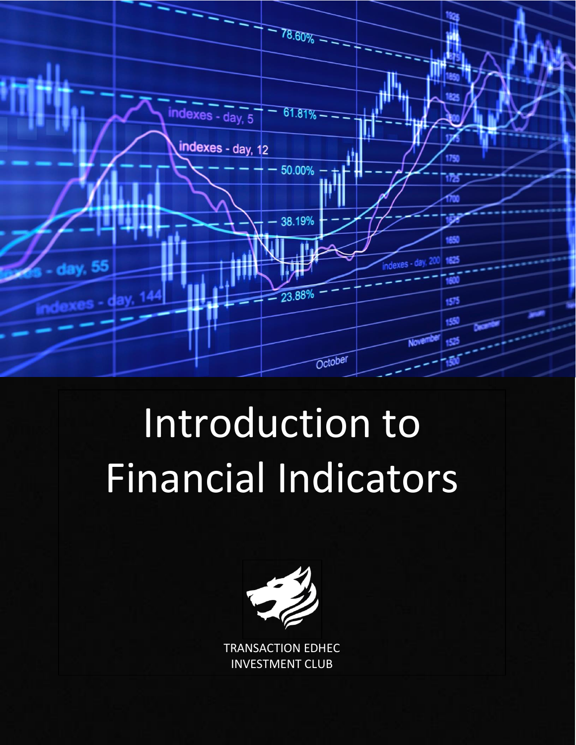# Introduction to Financial Indicators

TRANSACTION EDHEC INVESTMENT CLUB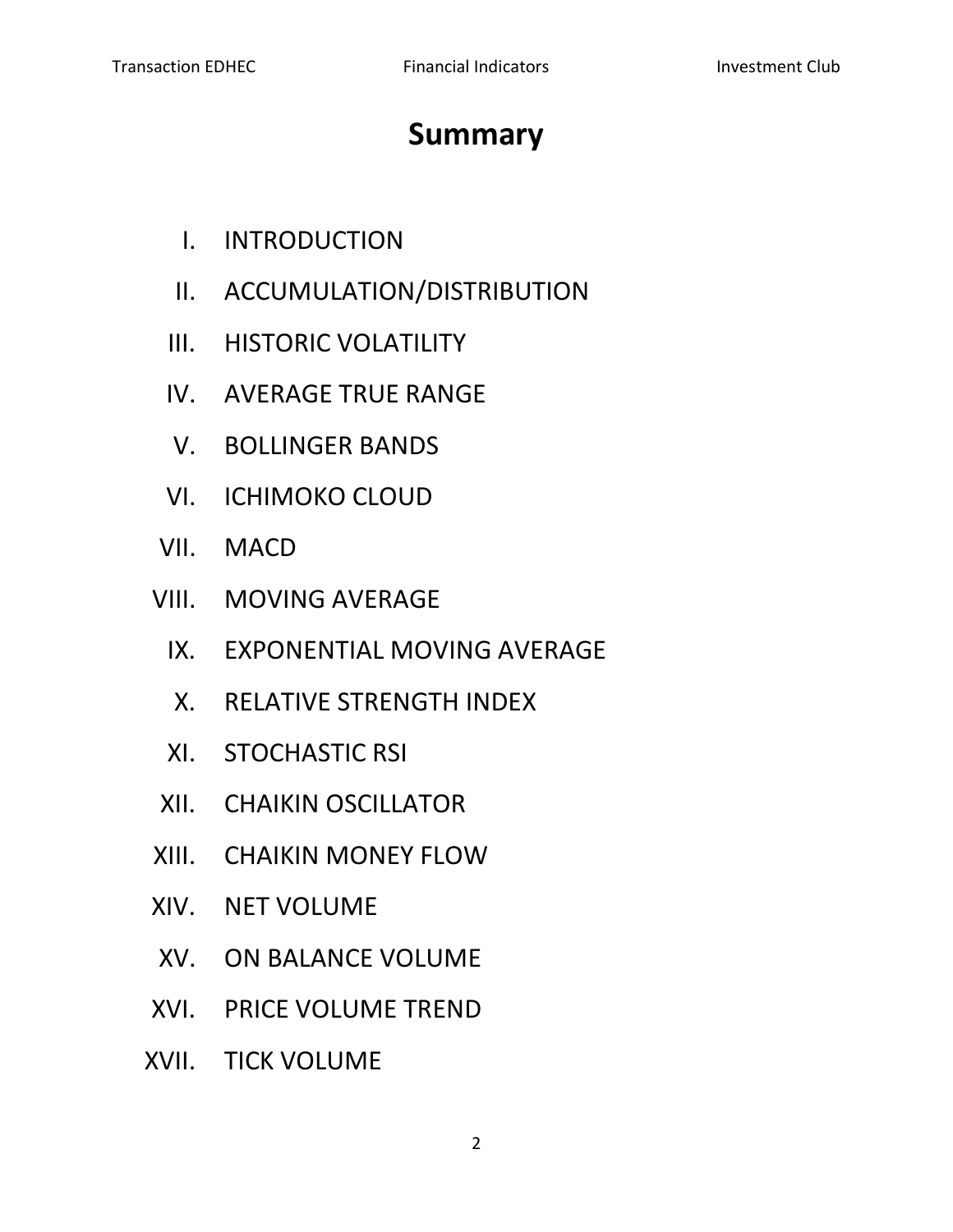# Summary

I. INTRODUCTION

II. ACCUMULATION/DISTRIBUTION

III. HISTORIC VOLATILITY

IV. AVERAGE TRUE RANGE

V. BOLLINGER BANDS

VI. ICHIMOKO CLOUD

VII. MACD

VIII. MOVING AVERAGE

IX. EXPONENTIAL MOVING AVERAGE

X. RELATIVE STRENGTH INDEX

XI. STOCHASTIC RSI

XII. CHAIKIN OSCILLATOR

XIII. CHAIKIN MONEY FLOW

XIV. NET VOLUME

XV. ON BALANCE VOLUME

XVI. PRICE VOLUME TREND

XVII. TICK VOLUME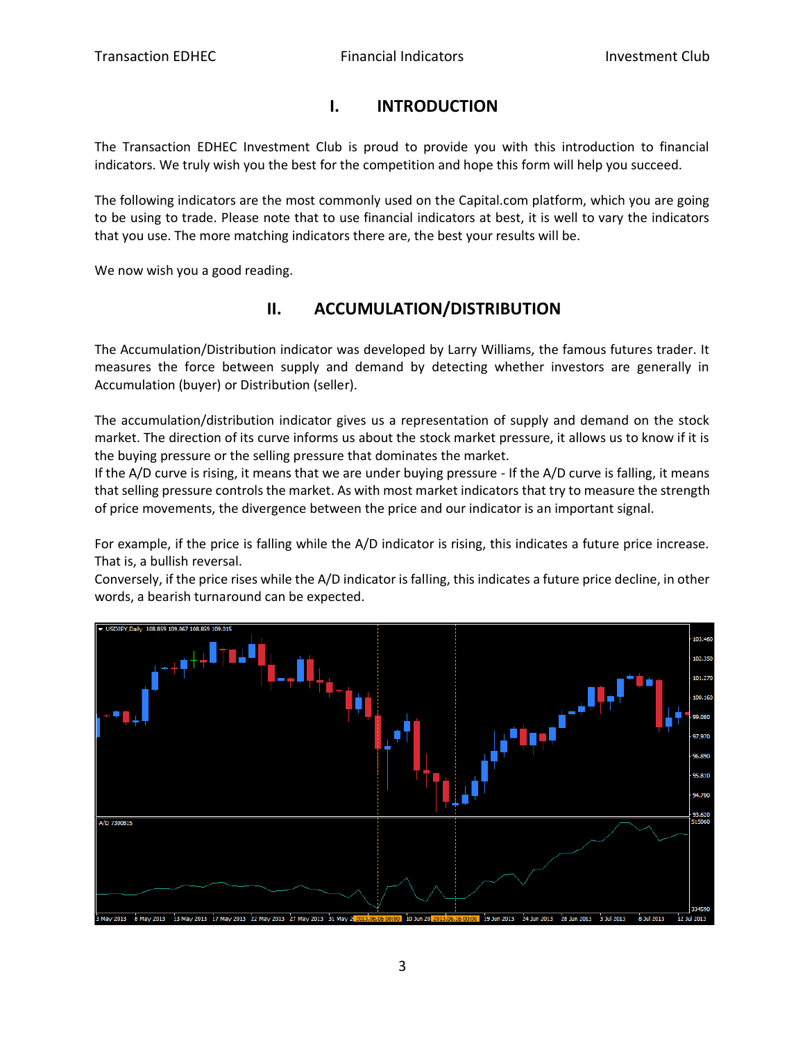# I. INTRODUCTION

The Transaction EDHEC Investment Club is proud to provide you with this introduction to financial indicators. We truly wish you the best for the competition and hope this form will help you succeed.

The following indicators are the most commonly used on the Capital.com platform, which you are going to be using to trade. Please note that to use financial indicators at best, it is well to vary the indicators that you use. The more matching indicators there are, the best your results will be.

We now wish you a good reading.

# II. ACCUMULATION/DISTRIBUTION

The Accumulation/Distribution indicator was developed by Larry Williams, the famous futures trader. It measures the force between supply and demand by detecting whether investors are generally in Accumulation (buyer) or Distribution (seller).

The accumulation/distribution indicator gives us a representation of supply and demand on the stock market. The direction of its curve informs us about the stock market pressure, it allows us to know if it is the buying pressure or the selling pressure that dominates the market.
If the A/D curve is rising, it means that we are under buying pressure - If the A/D curve is falling, it means that selling pressure controls the market. As with most market indicators that try to measure the strength of price movements, the divergence between the price and our indicator is an important signal.

For example, if the price is falling while the A/D indicator is rising, this indicates a future price increase. That is, a bullish reversal.
Conversely, if the price rises while the A/D indicator is falling, this indicates a future price decline, in other words, a bearish turnaround can be expected.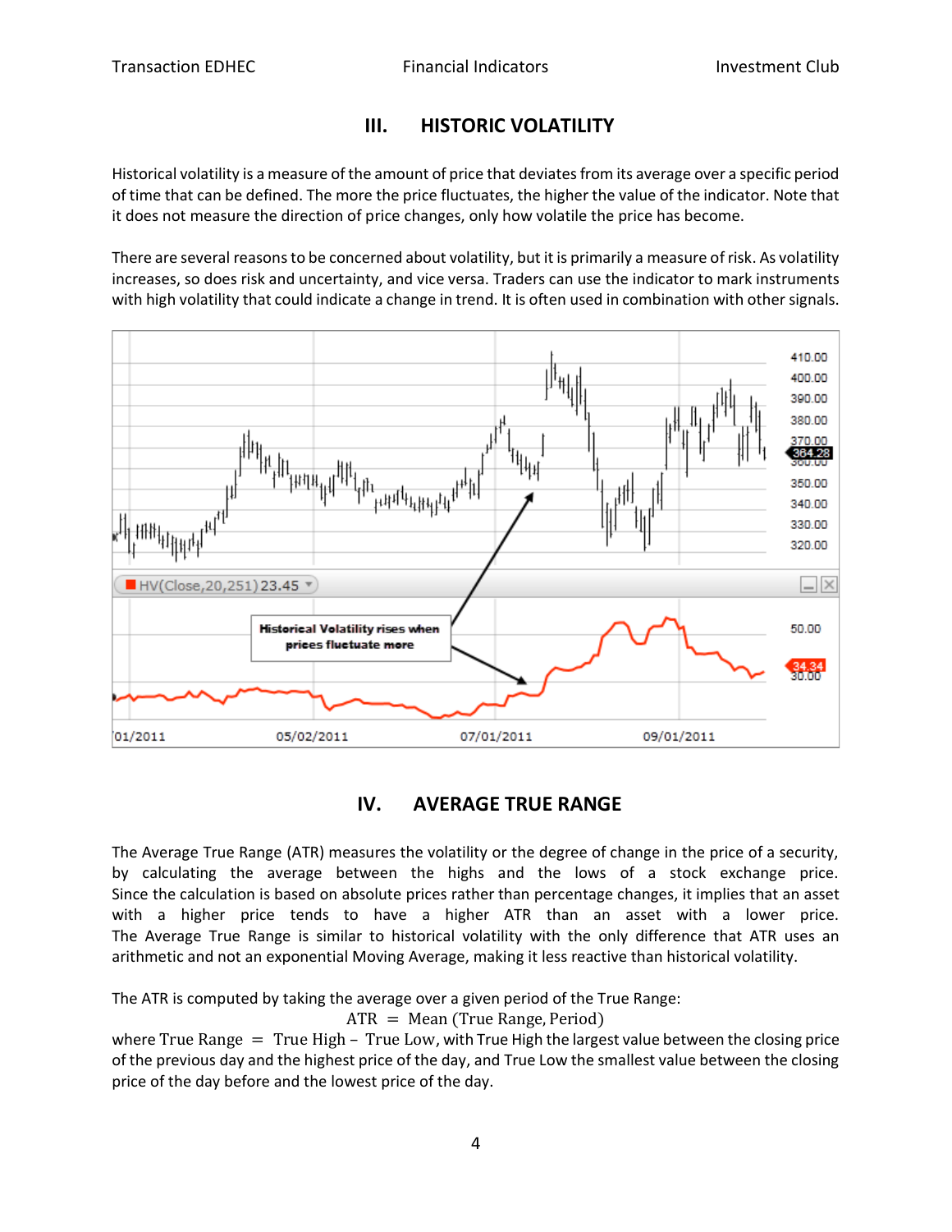## III. HISTORIC VOLATILITY

Historical volatility is a measure of the amount of price that deviates from its average over a specific period of time that can be defined. The more the price fluctuates, the higher the value of the indicator. Note that it does not measure the direction of price changes, only how volatile the price has become.

There are several reasons to be concerned about volatility, but it is primarily a measure of risk. As volatility increases, so does risk and uncertainty, and vice versa. Traders can use the indicator to mark instruments with high volatility that could indicate a change in trend. It is often used in combination with other signals.

## IV. AVERAGE TRUE RANGE

The Average True Range (ATR) measures the volatility or the degree of change in the price of a security, by calculating the average between the highs and the lows of a stock exchange price. Since the calculation is based on absolute prices rather than percentage changes, it implies that an asset with a higher price tends to have a higher ATR than an asset with a lower price. The Average True Range is similar to historical volatility with the only difference that ATR uses an arithmetic and not an exponential Moving Average, making it less reactive than historical volatility.

The ATR is computed by taking the average over a given period of the True Range:

$$\text{ATR} = \text{Mean (True Range, Period)}$$

where $\text{True Range} = \text{True High} - \text{True Low}$, with True High the largest value between the closing price of the previous day and the highest price of the day, and True Low the smallest value between the closing price of the day before and the lowest price of the day.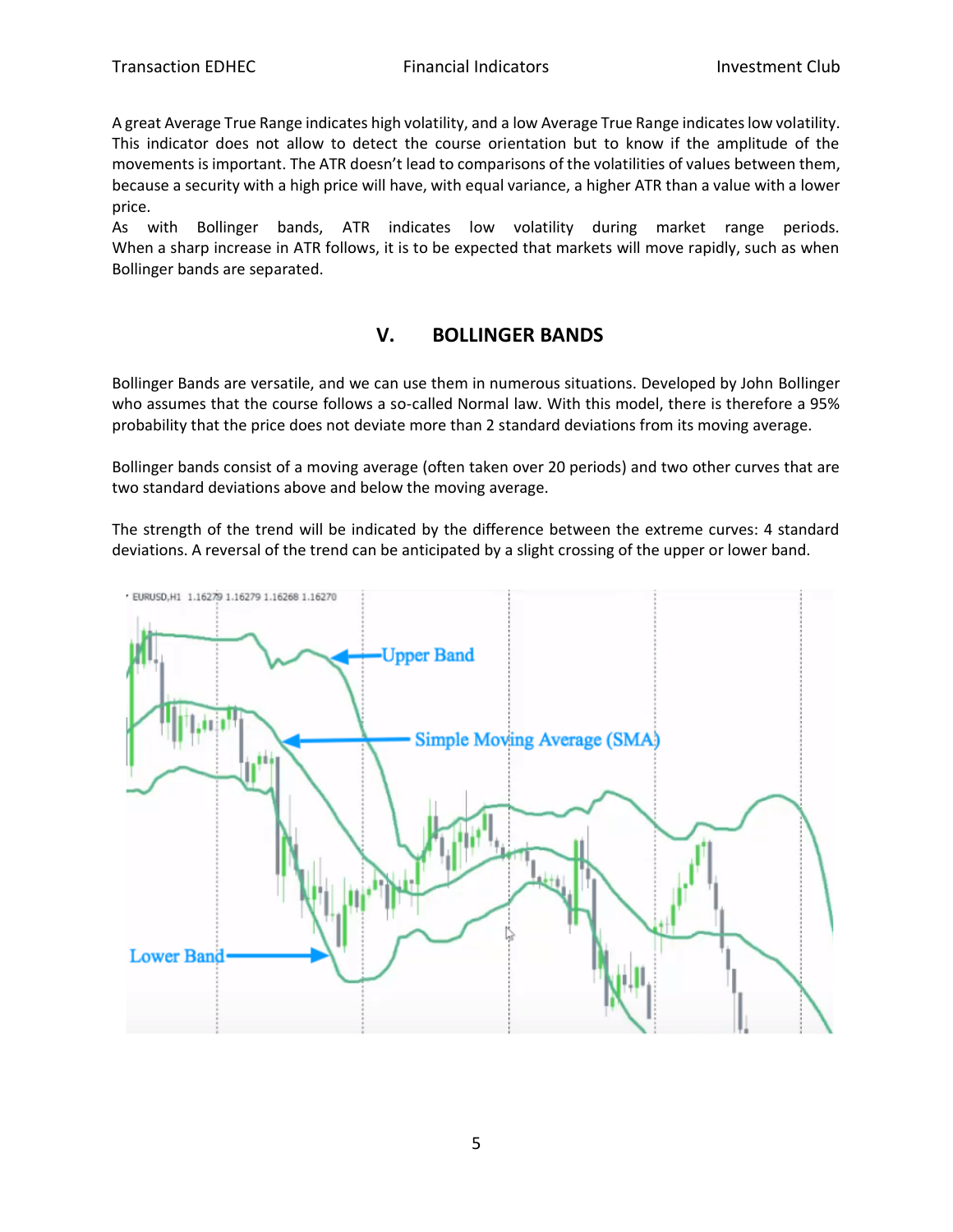A great Average True Range indicates high volatility, and a low Average True Range indicates low volatility. This indicator does not allow to detect the course orientation but to know if the amplitude of the movements is important. The ATR doesn't lead to comparisons of the volatilities of values between them, because a security with a high price will have, with equal variance, a higher ATR than a value with a lower price.
As with Bollinger bands, ATR indicates low volatility during market range periods. When a sharp increase in ATR follows, it is to be expected that markets will move rapidly, such as when Bollinger bands are separated.

## V. BOLLINGER BANDS

Bollinger Bands are versatile, and we can use them in numerous situations. Developed by John Bollinger who assumes that the course follows a so-called Normal law. With this model, there is therefore a 95% probability that the price does not deviate more than 2 standard deviations from its moving average.

Bollinger bands consist of a moving average (often taken over 20 periods) and two other curves that are two standard deviations above and below the moving average.

The strength of the trend will be indicated by the difference between the extreme curves: 4 standard deviations. A reversal of the trend can be anticipated by a slight crossing of the upper or lower band.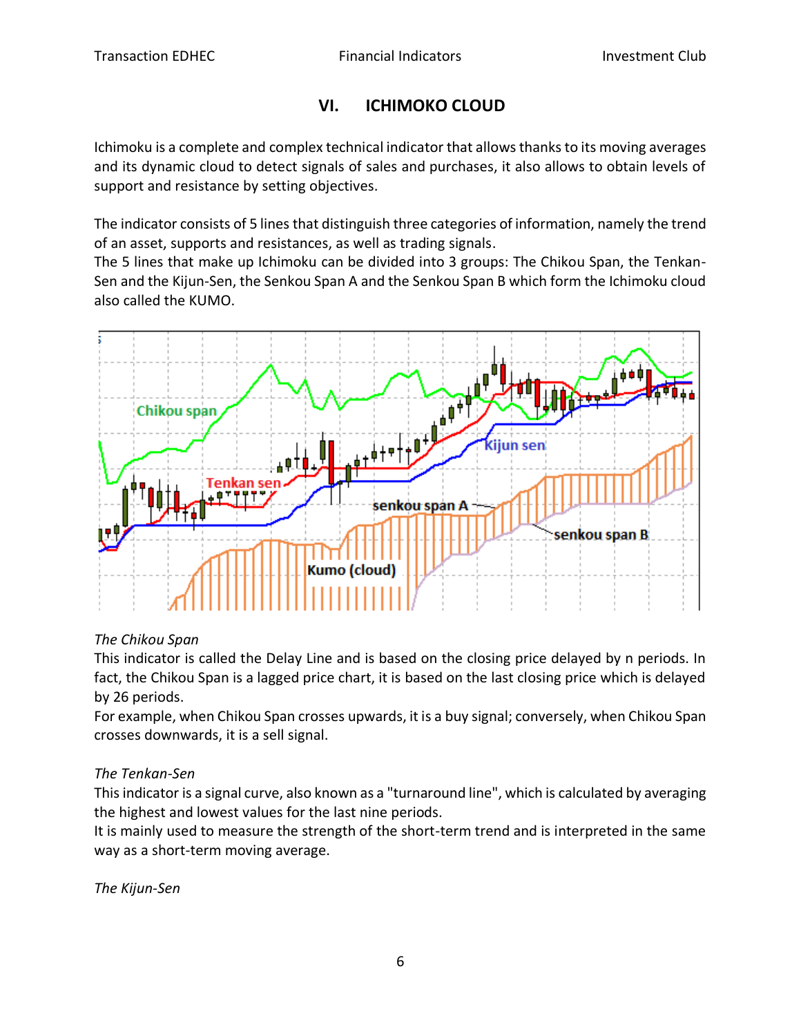## VI. ICHIMOKO CLOUD

Ichimoku is a complete and complex technical indicator that allows thanks to its moving averages and its dynamic cloud to detect signals of sales and purchases, it also allows to obtain levels of support and resistance by setting objectives.

The indicator consists of 5 lines that distinguish three categories of information, namely the trend of an asset, supports and resistances, as well as trading signals.
The 5 lines that make up Ichimoku can be divided into 3 groups: The Chikou Span, the Tenkan-Sen and the Kijun-Sen, the Senkou Span A and the Senkou Span B which form the Ichimoku cloud also called the KUMO.

*The Chikou Span*
This indicator is called the Delay Line and is based on the closing price delayed by n periods. In fact, the Chikou Span is a lagged price chart, it is based on the last closing price which is delayed by 26 periods.
For example, when Chikou Span crosses upwards, it is a buy signal; conversely, when Chikou Span crosses downwards, it is a sell signal.

*The Tenkan-Sen*
This indicator is a signal curve, also known as a "turnaround line", which is calculated by averaging the highest and lowest values for the last nine periods.
It is mainly used to measure the strength of the short-term trend and is interpreted in the same way as a short-term moving average.

*The Kijun-Sen*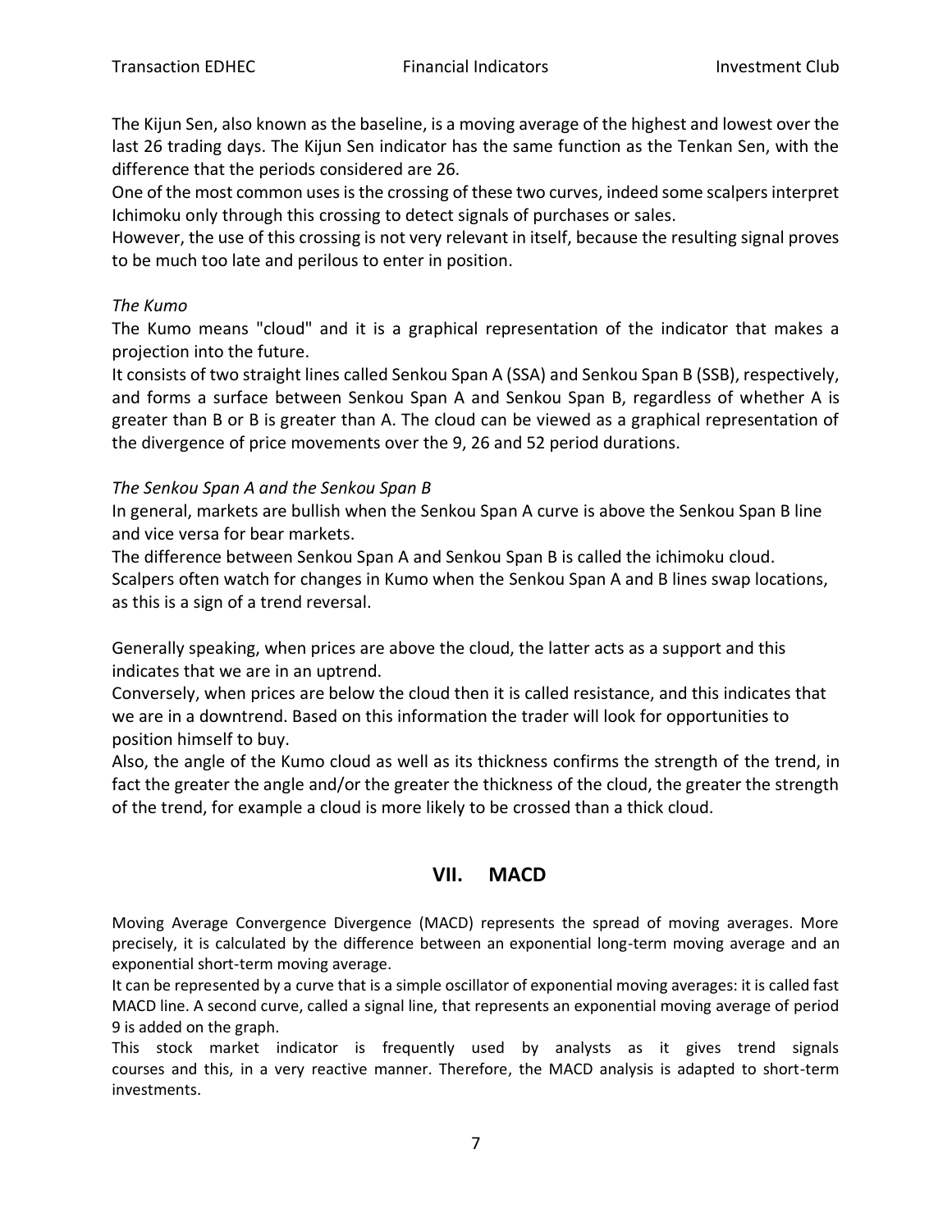The Kijun Sen, also known as the baseline, is a moving average of the highest and lowest over the last 26 trading days. The Kijun Sen indicator has the same function as the Tenkan Sen, with the difference that the periods considered are 26.
One of the most common uses is the crossing of these two curves, indeed some scalpers interpret Ichimoku only through this crossing to detect signals of purchases or sales.
However, the use of this crossing is not very relevant in itself, because the resulting signal proves to be much too late and perilous to enter in position.

*The Kumo*

The Kumo means "cloud" and it is a graphical representation of the indicator that makes a projection into the future.
It consists of two straight lines called Senkou Span A (SSA) and Senkou Span B (SSB), respectively, and forms a surface between Senkou Span A and Senkou Span B, regardless of whether A is greater than B or B is greater than A. The cloud can be viewed as a graphical representation of the divergence of price movements over the 9, 26 and 52 period durations.

*The Senkou Span A and the Senkou Span B*

In general, markets are bullish when the Senkou Span A curve is above the Senkou Span B line and vice versa for bear markets.
The difference between Senkou Span A and Senkou Span B is called the ichimoku cloud.
Scalpers often watch for changes in Kumo when the Senkou Span A and B lines swap locations, as this is a sign of a trend reversal.

Generally speaking, when prices are above the cloud, the latter acts as a support and this indicates that we are in an uptrend.
Conversely, when prices are below the cloud then it is called resistance, and this indicates that we are in a downtrend. Based on this information the trader will look for opportunities to position himself to buy.
Also, the angle of the Kumo cloud as well as its thickness confirms the strength of the trend, in fact the greater the angle and/or the greater the thickness of the cloud, the greater the strength of the trend, for example a cloud is more likely to be crossed than a thick cloud.

## VII. MACD

Moving Average Convergence Divergence (MACD) represents the spread of moving averages. More precisely, it is calculated by the difference between an exponential long-term moving average and an exponential short-term moving average.
It can be represented by a curve that is a simple oscillator of exponential moving averages: it is called fast MACD line. A second curve, called a signal line, that represents an exponential moving average of period 9 is added on the graph.
This stock market indicator is frequently used by analysts as it gives trend signals courses and this, in a very reactive manner. Therefore, the MACD analysis is adapted to short-term investments.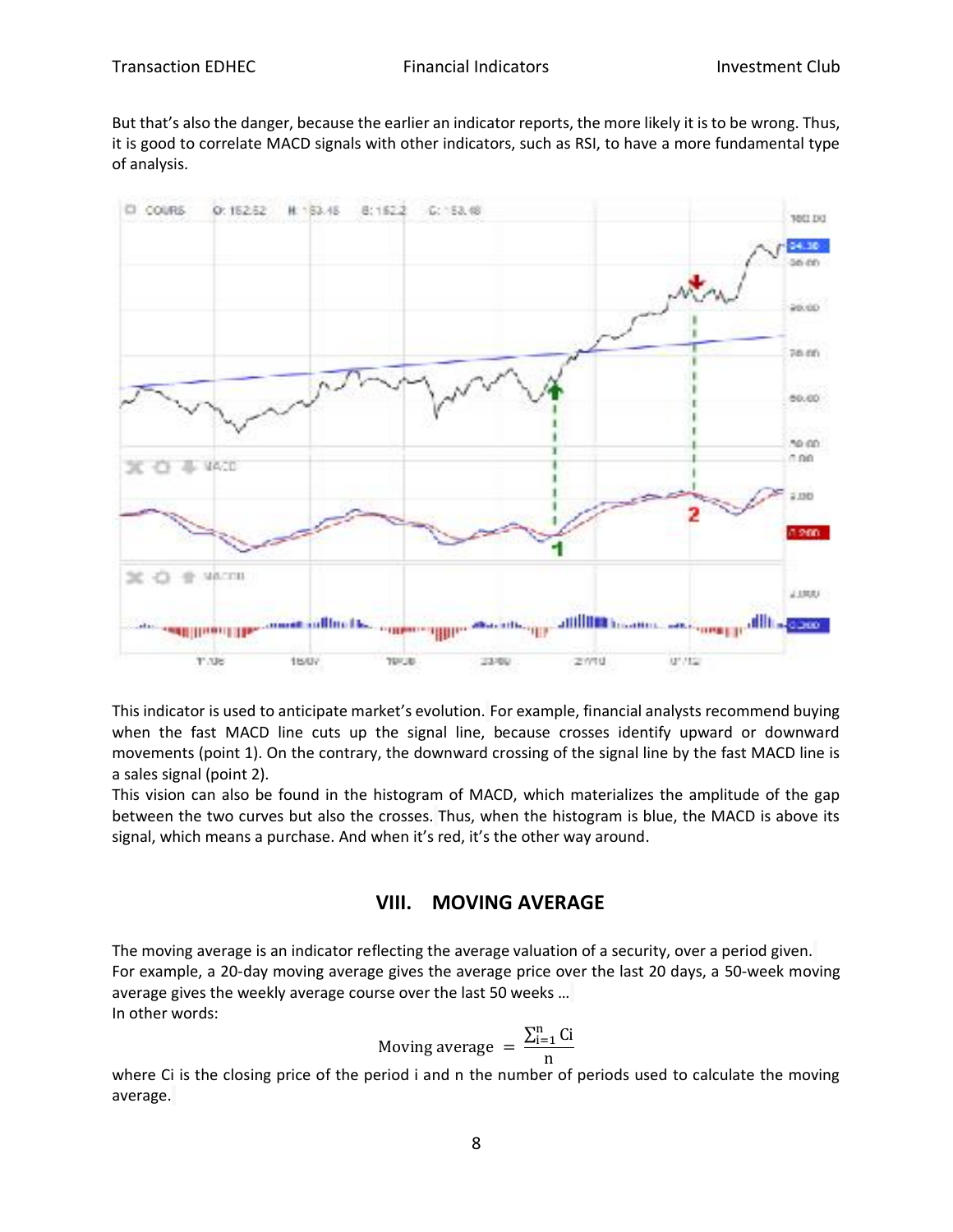But that's also the danger, because the earlier an indicator reports, the more likely it is to be wrong. Thus, it is good to correlate MACD signals with other indicators, such as RSI, to have a more fundamental type of analysis.

This indicator is used to anticipate market's evolution. For example, financial analysts recommend buying when the fast MACD line cuts up the signal line, because crosses identify upward or downward movements (point 1). On the contrary, the downward crossing of the signal line by the fast MACD line is a sales signal (point 2).
This vision can also be found in the histogram of MACD, which materializes the amplitude of the gap between the two curves but also the crosses. Thus, when the histogram is blue, the MACD is above its signal, which means a purchase. And when it's red, it's the other way around.

## VIII. MOVING AVERAGE

The moving average is an indicator reflecting the average valuation of a security, over a period given.
For example, a 20-day moving average gives the average price over the last 20 days, a 50-week moving average gives the weekly average course over the last 50 weeks …
In other words:

$$\text{Moving average} = \frac{\sum_{i=1}^{n} \text{Ci}}{\text{n}}$$

where Ci is the closing price of the period i and n the number of periods used to calculate the moving average.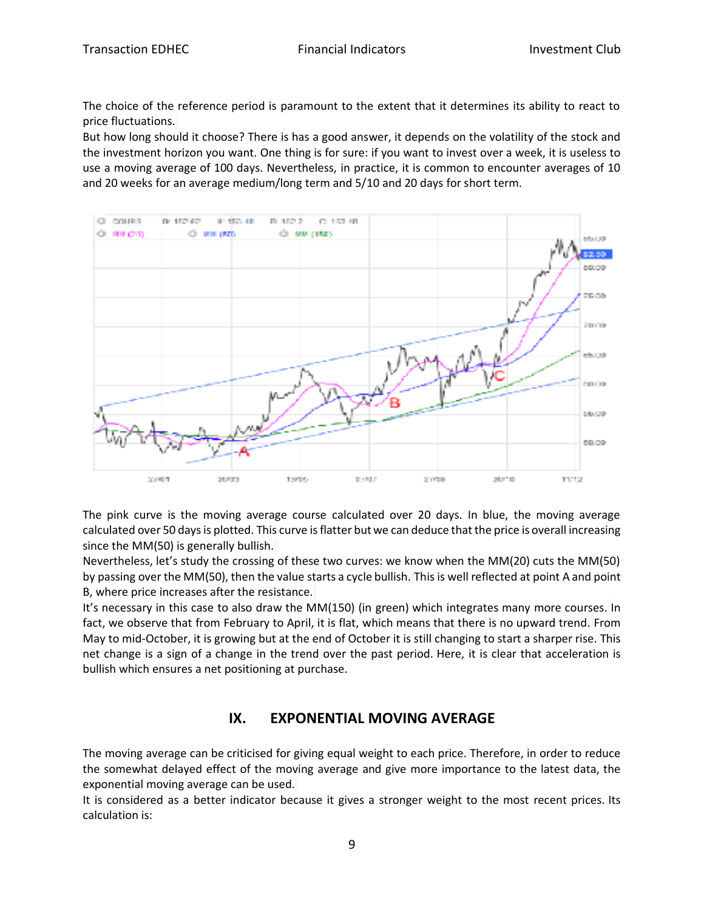The choice of the reference period is paramount to the extent that it determines its ability to react to price fluctuations.
But how long should it choose? There is has a good answer, it depends on the volatility of the stock and the investment horizon you want. One thing is for sure: if you want to invest over a week, it is useless to use a moving average of 100 days. Nevertheless, in practice, it is common to encounter averages of 10 and 20 weeks for an average medium/long term and 5/10 and 20 days for short term.

The pink curve is the moving average course calculated over 20 days. In blue, the moving average calculated over 50 days is plotted. This curve is flatter but we can deduce that the price is overall increasing since the MM(50) is generally bullish.
Nevertheless, let's study the crossing of these two curves: we know when the MM(20) cuts the MM(50) by passing over the MM(50), then the value starts a cycle bullish. This is well reflected at point A and point B, where price increases after the resistance.
It's necessary in this case to also draw the MM(150) (in green) which integrates many more courses. In fact, we observe that from February to April, it is flat, which means that there is no upward trend. From May to mid-October, it is growing but at the end of October it is still changing to start a sharper rise. This net change is a sign of a change in the trend over the past period. Here, it is clear that acceleration is bullish which ensures a net positioning at purchase.

## IX. EXPONENTIAL MOVING AVERAGE

The moving average can be criticised for giving equal weight to each price. Therefore, in order to reduce the somewhat delayed effect of the moving average and give more importance to the latest data, the exponential moving average can be used.
It is considered as a better indicator because it gives a stronger weight to the most recent prices. Its calculation is: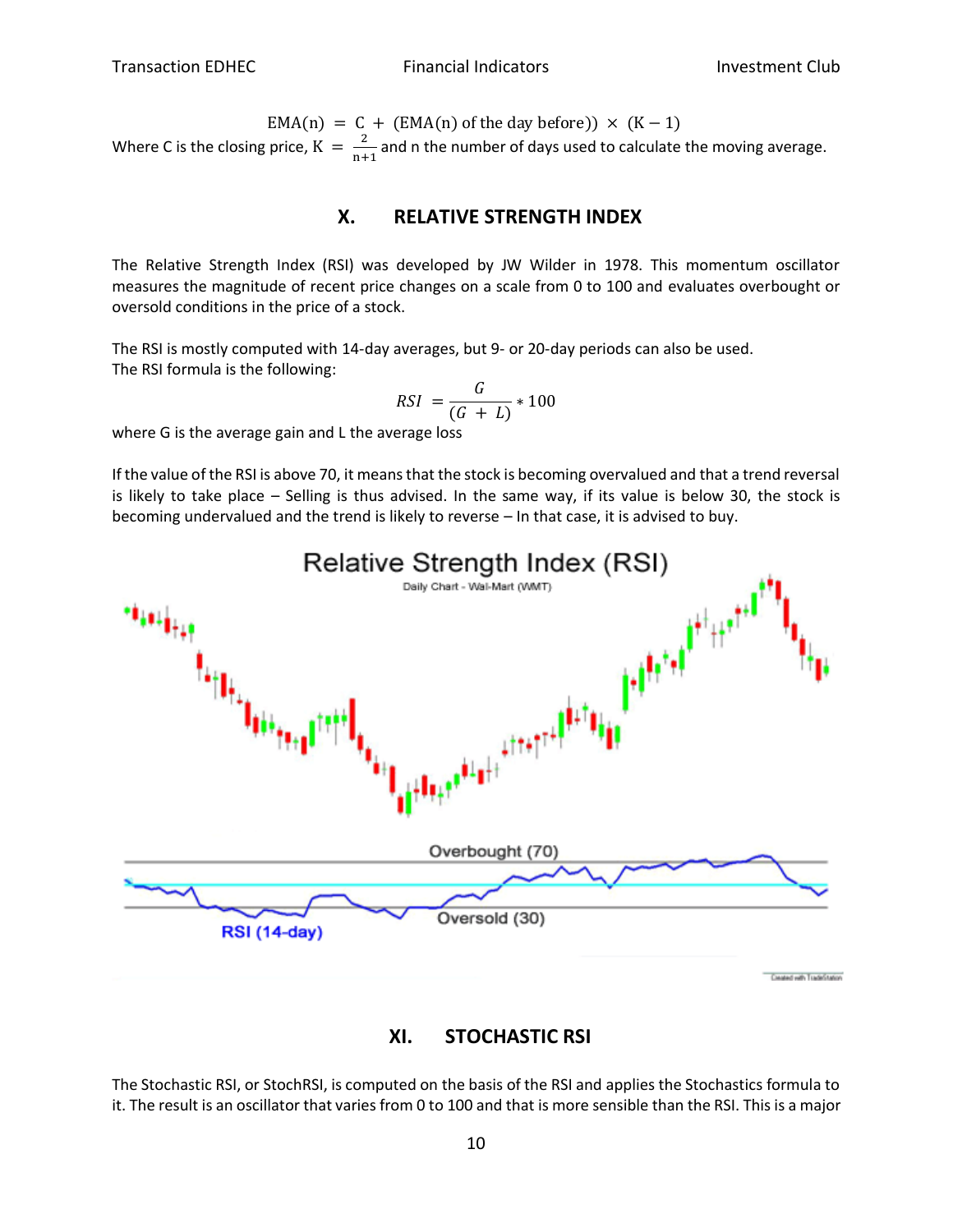$$\text{EMA(n)} = \text{C} + (\text{EMA(n) of the day before}) \times (\text{K} - 1)$$

Where C is the closing price, $\text{K} = \frac{2}{\text{n}+1}$ and n the number of days used to calculate the moving average.

## X. RELATIVE STRENGTH INDEX

The Relative Strength Index (RSI) was developed by JW Wilder in 1978. This momentum oscillator measures the magnitude of recent price changes on a scale from 0 to 100 and evaluates overbought or oversold conditions in the price of a stock.

The RSI is mostly computed with 14-day averages, but 9- or 20-day periods can also be used.
The RSI formula is the following:

$$RSI = \frac{G}{(G + L)} * 100$$

where G is the average gain and L the average loss

If the value of the RSI is above 70, it means that the stock is becoming overvalued and that a trend reversal is likely to take place – Selling is thus advised. In the same way, if its value is below 30, the stock is becoming undervalued and the trend is likely to reverse – In that case, it is advised to buy.

## XI. STOCHASTIC RSI

The Stochastic RSI, or StochRSI, is computed on the basis of the RSI and applies the Stochastics formula to it. The result is an oscillator that varies from 0 to 100 and that is more sensible than the RSI. This is a major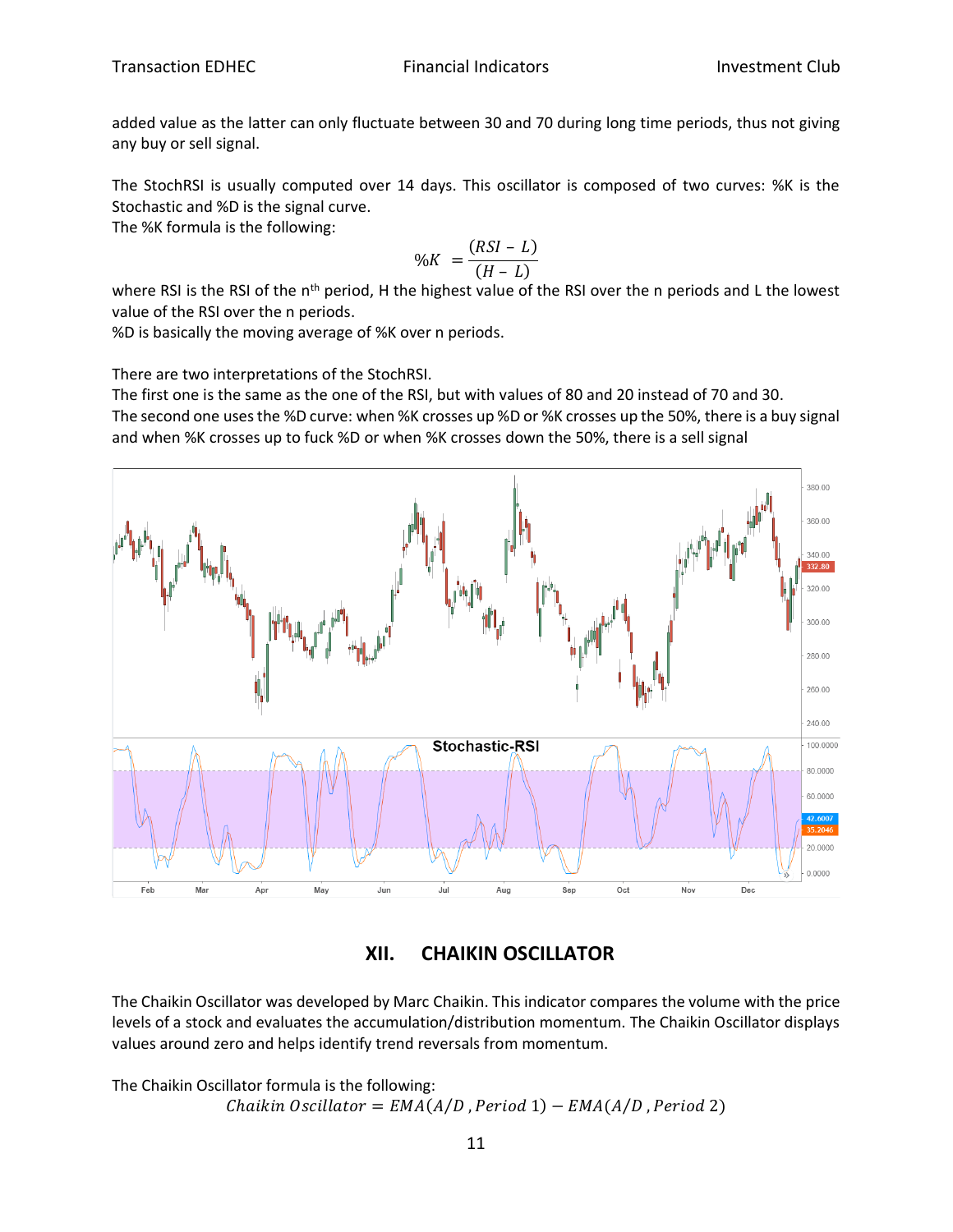added value as the latter can only fluctuate between 30 and 70 during long time periods, thus not giving any buy or sell signal.

The StochRSI is usually computed over 14 days. This oscillator is composed of two curves: %K is the Stochastic and %D is the signal curve.
The %K formula is the following:

$$\%K = \frac{(RSI - L)}{(H - L)}$$

where RSI is the RSI of the n[th] period, H the highest value of the RSI over the n periods and L the lowest value of the RSI over the n periods.
%D is basically the moving average of %K over n periods.

There are two interpretations of the StochRSI.
The first one is the same as the one of the RSI, but with values of 80 and 20 instead of 70 and 30.
The second one uses the %D curve: when %K crosses up %D or %K crosses up the 50%, there is a buy signal and when %K crosses up to fuck %D or when %K crosses down the 50%, there is a sell signal

## XII. CHAIKIN OSCILLATOR

The Chaikin Oscillator was developed by Marc Chaikin. This indicator compares the volume with the price levels of a stock and evaluates the accumulation/distribution momentum. The Chaikin Oscillator displays values around zero and helps identify trend reversals from momentum.

The Chaikin Oscillator formula is the following:

$$Chaikin\ Oscillator = EMA(A/D\ , Period\ 1) - EMA(A/D\ , Period\ 2)$$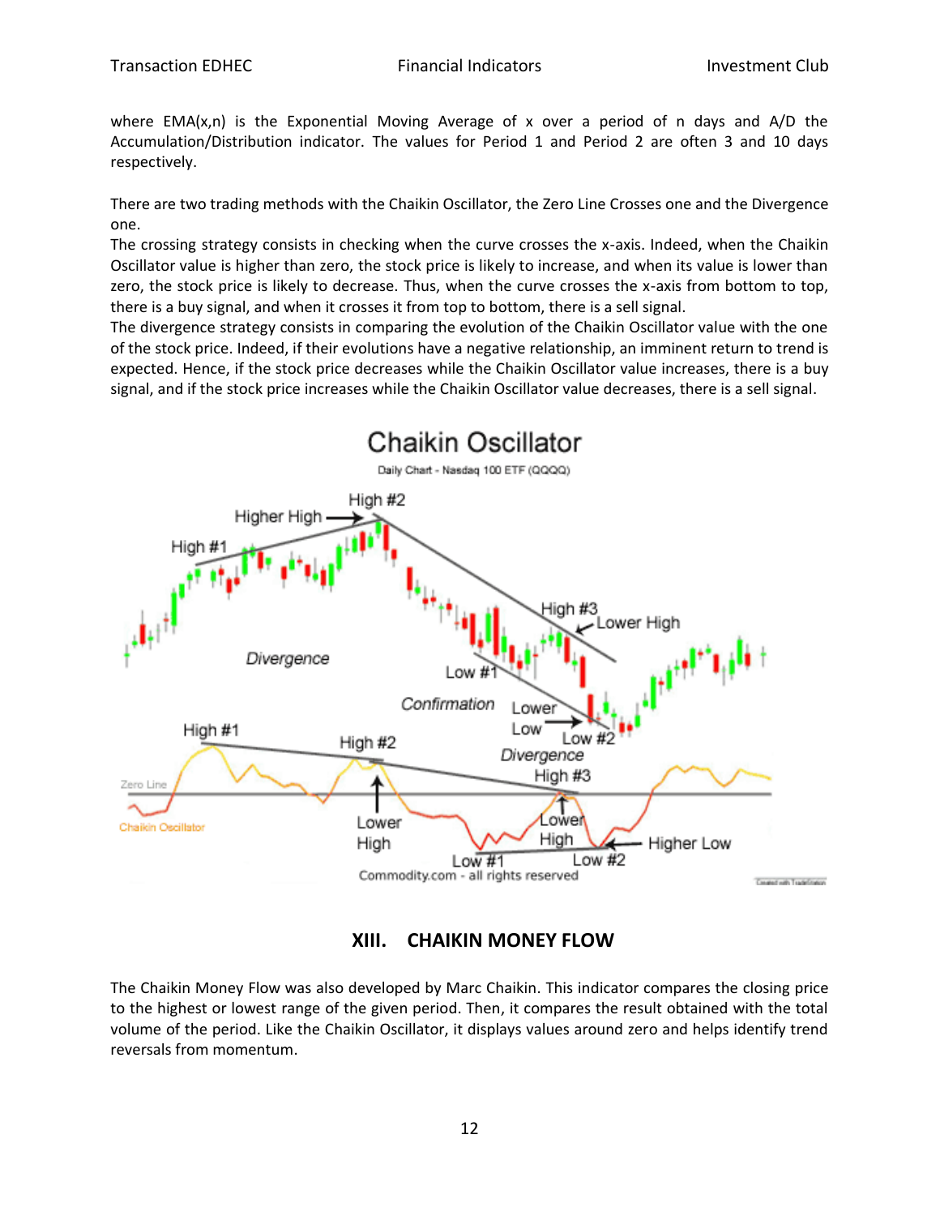where EMA(x,n) is the Exponential Moving Average of x over a period of n days and A/D the Accumulation/Distribution indicator. The values for Period 1 and Period 2 are often 3 and 10 days respectively.

There are two trading methods with the Chaikin Oscillator, the Zero Line Crosses one and the Divergence one.

The crossing strategy consists in checking when the curve crosses the x-axis. Indeed, when the Chaikin Oscillator value is higher than zero, the stock price is likely to increase, and when its value is lower than zero, the stock price is likely to decrease. Thus, when the curve crosses the x-axis from bottom to top, there is a buy signal, and when it crosses it from top to bottom, there is a sell signal.

The divergence strategy consists in comparing the evolution of the Chaikin Oscillator value with the one of the stock price. Indeed, if their evolutions have a negative relationship, an imminent return to trend is expected. Hence, if the stock price decreases while the Chaikin Oscillator value increases, there is a buy signal, and if the stock price increases while the Chaikin Oscillator value decreases, there is a sell signal.

## XIII. CHAIKIN MONEY FLOW

The Chaikin Money Flow was also developed by Marc Chaikin. This indicator compares the closing price to the highest or lowest range of the given period. Then, it compares the result obtained with the total volume of the period. Like the Chaikin Oscillator, it displays values around zero and helps identify trend reversals from momentum.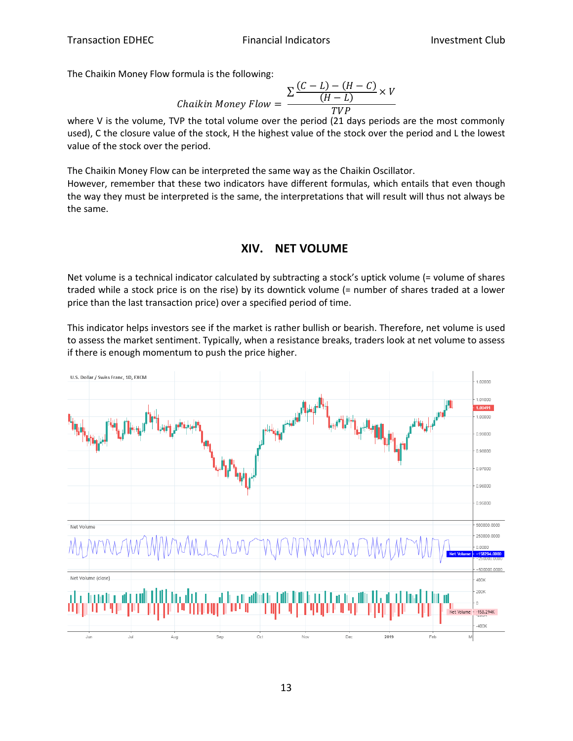The Chaikin Money Flow formula is the following:

$$Chaikin\ Money\ Flow = \frac{\sum \frac{(C-L)-(H-C)}{(H-L)} \times V}{TVP}$$

where V is the volume, TVP the total volume over the period (21 days periods are the most commonly used), C the closure value of the stock, H the highest value of the stock over the period and L the lowest value of the stock over the period.

The Chaikin Money Flow can be interpreted the same way as the Chaikin Oscillator.
However, remember that these two indicators have different formulas, which entails that even though the way they must be interpreted is the same, the interpretations that will result will thus not always be the same.

## XIV. NET VOLUME

Net volume is a technical indicator calculated by subtracting a stock's uptick volume (= volume of shares traded while a stock price is on the rise) by its downtick volume (= number of shares traded at a lower price than the last transaction price) over a specified period of time.

This indicator helps investors see if the market is rather bullish or bearish. Therefore, net volume is used to assess the market sentiment. Typically, when a resistance breaks, traders look at net volume to assess if there is enough momentum to push the price higher.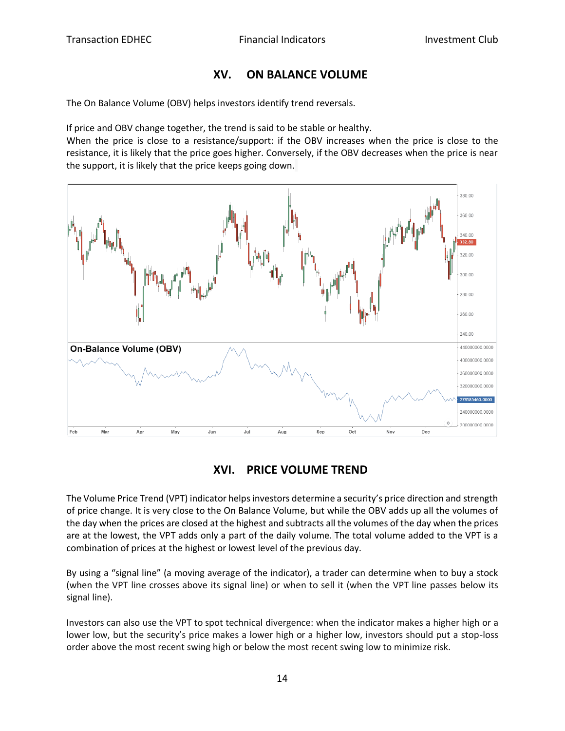## XV. ON BALANCE VOLUME

The On Balance Volume (OBV) helps investors identify trend reversals.

If price and OBV change together, the trend is said to be stable or healthy.
When the price is close to a resistance/support: if the OBV increases when the price is close to the resistance, it is likely that the price goes higher. Conversely, if the OBV decreases when the price is near the support, it is likely that the price keeps going down.

## XVI. PRICE VOLUME TREND

The Volume Price Trend (VPT) indicator helps investors determine a security's price direction and strength of price change. It is very close to the On Balance Volume, but while the OBV adds up all the volumes of the day when the prices are closed at the highest and subtracts all the volumes of the day when the prices are at the lowest, the VPT adds only a part of the daily volume. The total volume added to the VPT is a combination of prices at the highest or lowest level of the previous day.

By using a "signal line" (a moving average of the indicator), a trader can determine when to buy a stock (when the VPT line crosses above its signal line) or when to sell it (when the VPT line passes below its signal line).

Investors can also use the VPT to spot technical divergence: when the indicator makes a higher high or a lower low, but the security's price makes a lower high or a higher low, investors should put a stop-loss order above the most recent swing high or below the most recent swing low to minimize risk.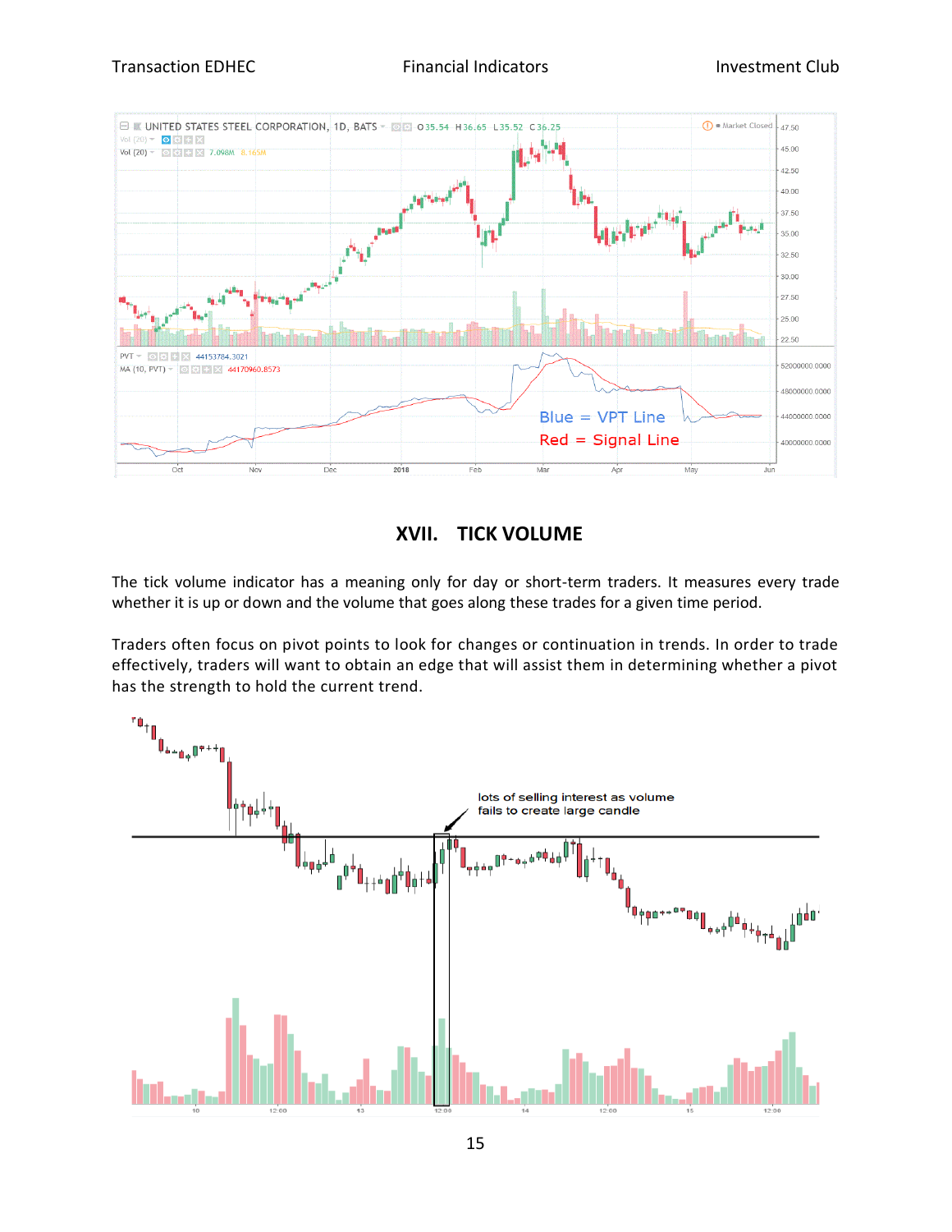## XVII. TICK VOLUME

The tick volume indicator has a meaning only for day or short-term traders. It measures every trade whether it is up or down and the volume that goes along these trades for a given time period.

Traders often focus on pivot points to look for changes or continuation in trends. In order to trade effectively, traders will want to obtain an edge that will assist them in determining whether a pivot has the strength to hold the current trend.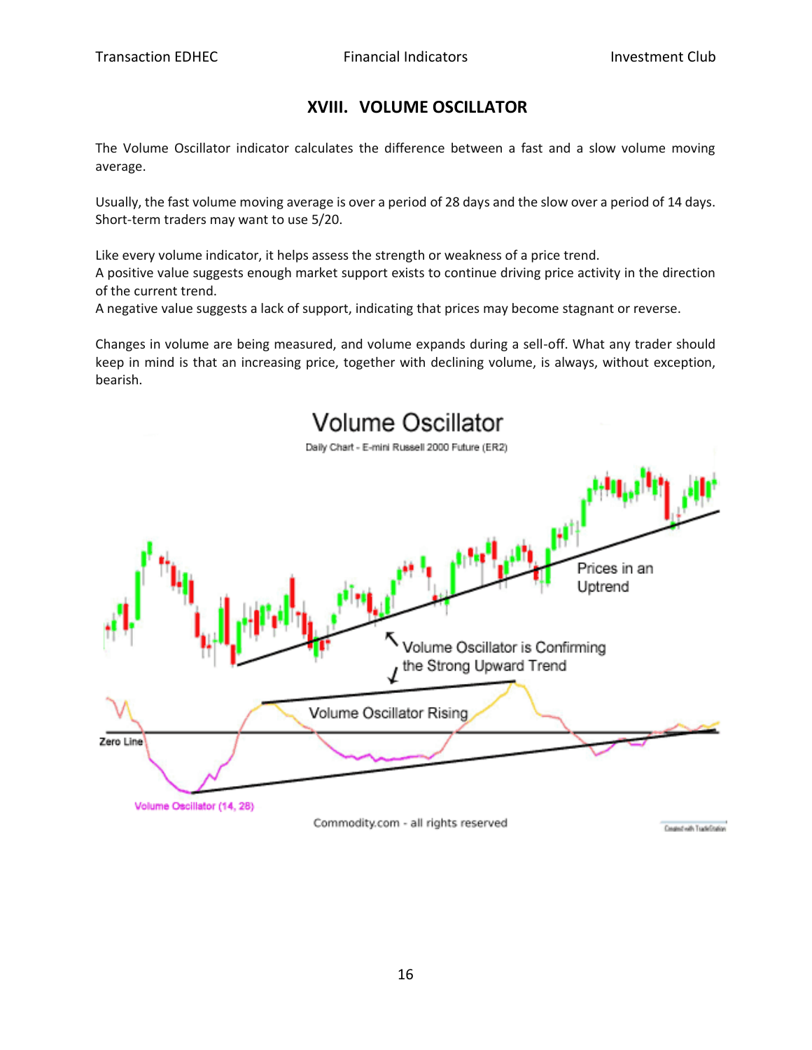## XVIII. VOLUME OSCILLATOR

The Volume Oscillator indicator calculates the difference between a fast and a slow volume moving average.

Usually, the fast volume moving average is over a period of 28 days and the slow over a period of 14 days. Short-term traders may want to use 5/20.

Like every volume indicator, it helps assess the strength or weakness of a price trend.
A positive value suggests enough market support exists to continue driving price activity in the direction of the current trend.
A negative value suggests a lack of support, indicating that prices may become stagnant or reverse.

Changes in volume are being measured, and volume expands during a sell-off. What any trader should keep in mind is that an increasing price, together with declining volume, is always, without exception, bearish.

Volume Oscillator

Daily Chart - E-mini Russell 2000 Future (ER2)

Prices in an Uptrend

Volume Oscillator is Confirming the Strong Upward Trend

Volume Oscillator Rising

Zero Line

Volume Oscillator (14, 28)

Commodity.com - all rights reserved

Created with TradeStation